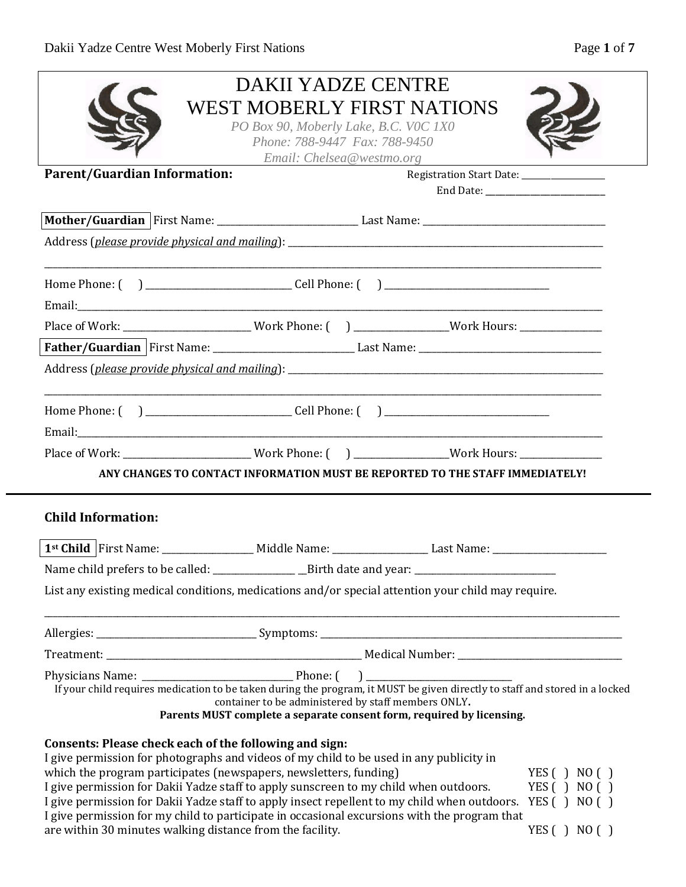# DAKII YADZE CENTRE
# WEST MOBERLY FIRST NATIONS

*PO Box 90, Moberly Lake, B.C. V0C 1X0*
*Phone: 788-9447 Fax: 788-9450*
*Email: Chelsea@westmo.org*

**Parent/Guardian Information:**

Registration Start Date: ___________________
End Date: ___________________________

**Mother/Guardian** First Name: ______________________________ Last Name: ______________________________________

Address (*please provide physical and mailing*): ___________________________________________________________________

_____________________________________________________________________________________________________________

Home Phone: (     ) ______________________________ Cell Phone: (     ) __________________________________

Email:_________________________________________________________________________________________________

Place of Work: __________________________ Work Phone: (     ) ___________________Work Hours: ________________

**Father/Guardian** First Name: ______________________________ Last Name: ______________________________________

Address (*please provide physical and mailing*): ___________________________________________________________________

_____________________________________________________________________________________________________________

Home Phone: (     ) ______________________________ Cell Phone: (     ) __________________________________

Email:_________________________________________________________________________________________________

Place of Work: __________________________ Work Phone: (     ) ___________________Work Hours: ________________

**ANY CHANGES TO CONTACT INFORMATION MUST BE REPORTED TO THE STAFF IMMEDIATELY!**

---

**Child Information:**

**1st Child** First Name: ___________________ Middle Name: ___________________ Last Name: ________________________

Name child prefers to be called: _________________ __Birth date and year: ______________________________

List any existing medical conditions, medications and/or special attention your child may require.

_____________________________________________________________________________________________________________

Allergies: _________________________________ Symptoms: _______________________________________________________________

Treatment: _______________________________________________________ Medical Number: __________________________________

Physicians Name: _______________________________ Phone: (     ) ______________________________

If your child requires medication to be taken during the program, it MUST be given directly to staff and stored in a locked container to be administered by staff members ONLY.

**Parents MUST complete a separate consent form, required by licensing.**

**Consents: Please check each of the following and sign:**

I give permission for photographs and videos of my child to be used in any publicity in which the program participates (newspapers, newsletters, funding) YES (  ) NO (  )

I give permission for Dakii Yadze staff to apply sunscreen to my child when outdoors. YES (  ) NO (  )

I give permission for Dakii Yadze staff to apply insect repellent to my child when outdoors. YES (  ) NO (  )

I give permission for my child to participate in occasional excursions with the program that are within 30 minutes walking distance from the facility. YES (  ) NO (  )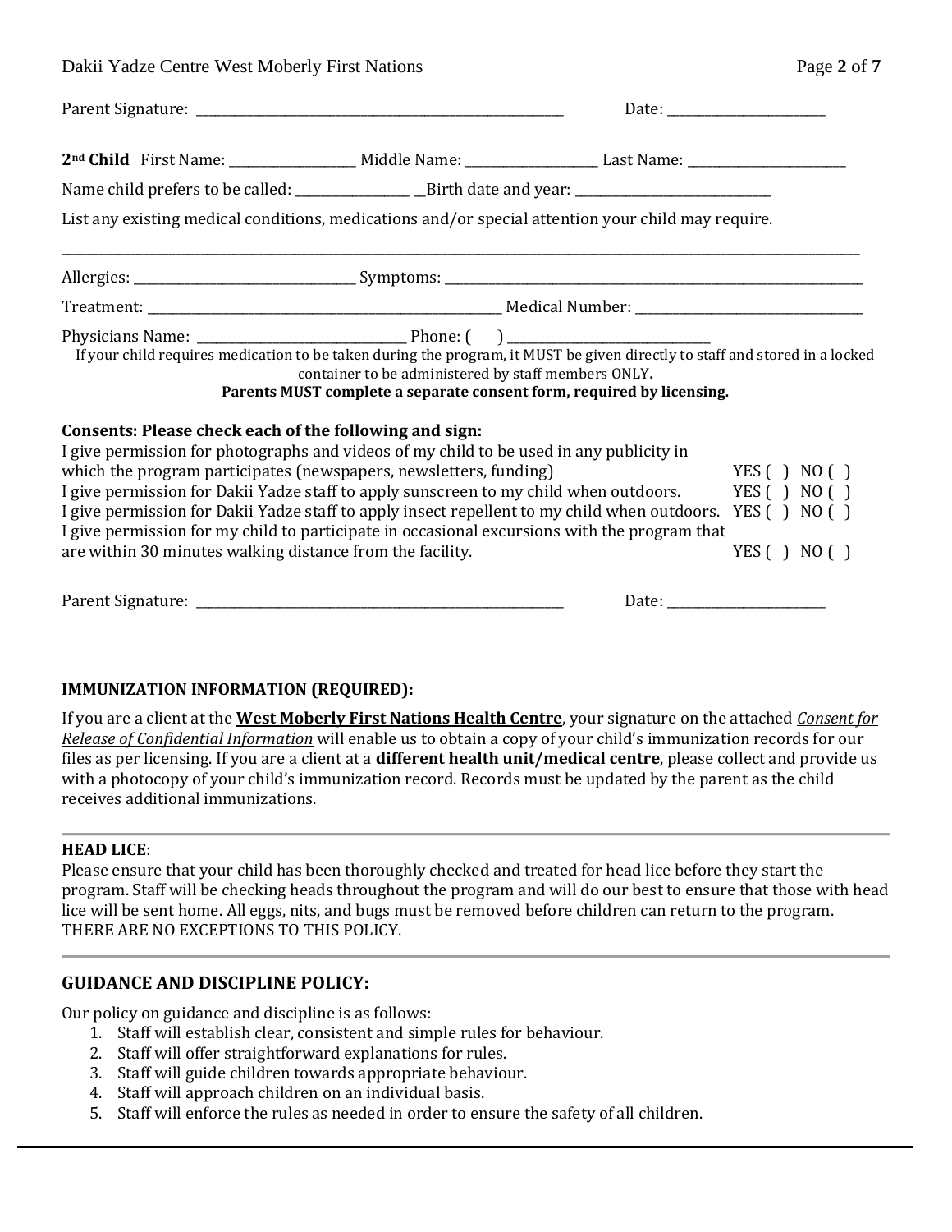Parent Signature: ______________________________________________ Date: ____________________

**2nd Child** First Name: _______________ Middle Name: _______________ Last Name: ____________________

Name child prefers to be called: ______________ __Birth date and year: _________________________

List any existing medical conditions, medications and/or special attention your child may require.

________________________________________________________________________________________________

Allergies: ___________________________ Symptoms: ______________________________________________________

Treatment: ______________________________________________ Medical Number: ____________________________

Physicians Name: ___________________________ Phone: ( ) _________________________

If your child requires medication to be taken during the program, it MUST be given directly to staff and stored in a locked container to be administered by staff members ONLY.

**Parents MUST complete a separate consent form, required by licensing.**

**Consents: Please check each of the following and sign:**

I give permission for photographs and videos of my child to be used in any publicity in which the program participates (newspapers, newsletters, funding) YES ( ) NO ( )

I give permission for Dakii Yadze staff to apply sunscreen to my child when outdoors. YES ( ) NO ( )

I give permission for Dakii Yadze staff to apply insect repellent to my child when outdoors. YES ( ) NO ( )

I give permission for my child to participate in occasional excursions with the program that are within 30 minutes walking distance from the facility. YES ( ) NO ( )

Parent Signature: ______________________________________________ Date: ____________________

**IMMUNIZATION INFORMATION (REQUIRED):**

If you are a client at the **West Moberly First Nations Health Centre**, your signature on the attached *Consent for Release of Confidential Information* will enable us to obtain a copy of your child's immunization records for our files as per licensing. If you are a client at a **different health unit/medical centre**, please collect and provide us with a photocopy of your child's immunization record. Records must be updated by the parent as the child receives additional immunizations.

---

**HEAD LICE**:

Please ensure that your child has been thoroughly checked and treated for head lice before they start the program. Staff will be checking heads throughout the program and will do our best to ensure that those with head lice will be sent home. All eggs, nits, and bugs must be removed before children can return to the program. THERE ARE NO EXCEPTIONS TO THIS POLICY.

---

## GUIDANCE AND DISCIPLINE POLICY:

Our policy on guidance and discipline is as follows:

1. Staff will establish clear, consistent and simple rules for behaviour.
2. Staff will offer straightforward explanations for rules.
3. Staff will guide children towards appropriate behaviour.
4. Staff will approach children on an individual basis.
5. Staff will enforce the rules as needed in order to ensure the safety of all children.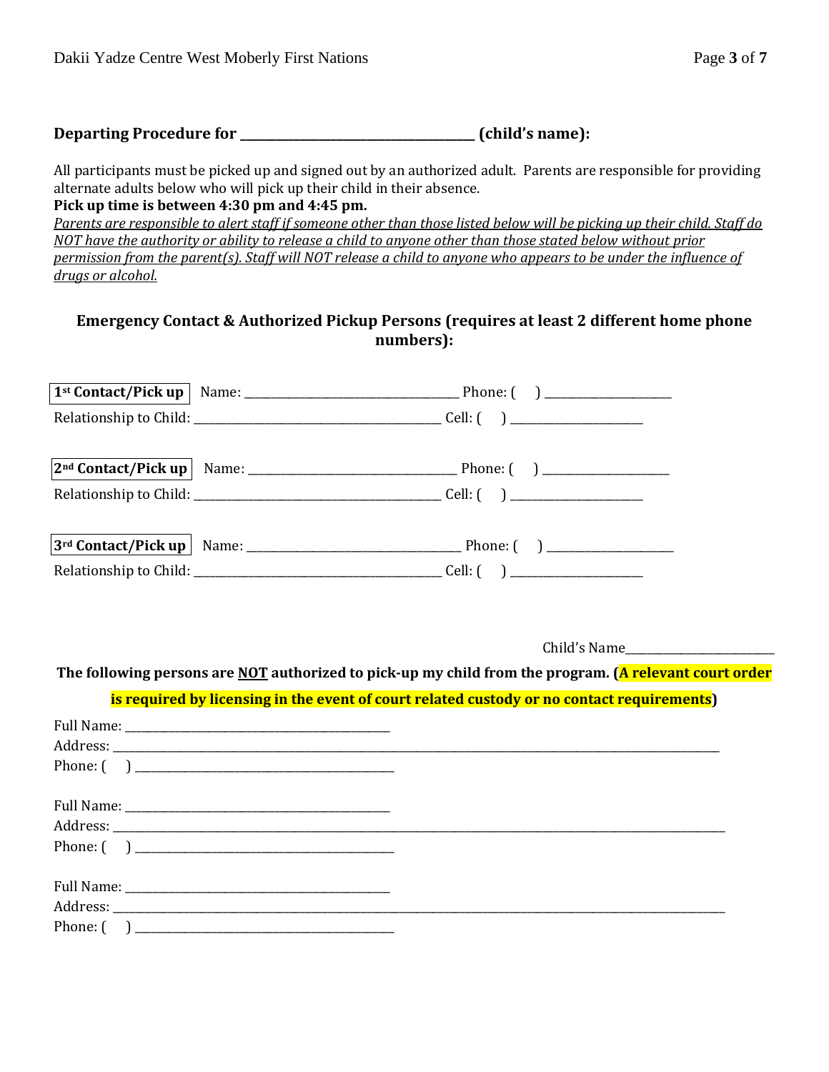**Departing Procedure for \_\_\_\_\_\_\_\_\_\_\_\_\_\_\_\_\_\_\_\_\_\_\_\_\_\_\_\_\_\_\_\_\_\_\_ (child's name):**

All participants must be picked up and signed out by an authorized adult. Parents are responsible for providing alternate adults below who will pick up their child in their absence.

**Pick up time is between 4:30 pm and 4:45 pm.**

*Parents are responsible to alert staff if someone other than those listed below will be picking up their child. Staff do NOT have the authority or ability to release a child to anyone other than those stated below without prior permission from the parent(s). Staff will NOT release a child to anyone who appears to be under the influence of drugs or alcohol.*

### Emergency Contact & Authorized Pickup Persons (requires at least 2 different home phone numbers):

**1st Contact/Pick up** Name: \_\_\_\_\_\_\_\_\_\_\_\_\_\_\_\_\_\_\_\_\_\_\_\_\_\_\_\_\_\_\_\_\_\_ Phone: (    ) \_\_\_\_\_\_\_\_\_\_\_\_\_\_\_\_\_\_\_\_

Relationship to Child: \_\_\_\_\_\_\_\_\_\_\_\_\_\_\_\_\_\_\_\_\_\_\_\_\_\_\_\_\_\_\_\_\_\_\_\_\_\_ Cell: (    ) \_\_\_\_\_\_\_\_\_\_\_\_\_\_\_\_\_\_\_\_

**2nd Contact/Pick up** Name: \_\_\_\_\_\_\_\_\_\_\_\_\_\_\_\_\_\_\_\_\_\_\_\_\_\_\_\_\_\_\_\_\_\_ Phone: (    ) \_\_\_\_\_\_\_\_\_\_\_\_\_\_\_\_\_\_\_\_

Relationship to Child: \_\_\_\_\_\_\_\_\_\_\_\_\_\_\_\_\_\_\_\_\_\_\_\_\_\_\_\_\_\_\_\_\_\_\_\_\_\_ Cell: (    ) \_\_\_\_\_\_\_\_\_\_\_\_\_\_\_\_\_\_\_\_

**3rd Contact/Pick up** Name: \_\_\_\_\_\_\_\_\_\_\_\_\_\_\_\_\_\_\_\_\_\_\_\_\_\_\_\_\_\_\_\_\_\_ Phone: (    ) \_\_\_\_\_\_\_\_\_\_\_\_\_\_\_\_\_\_\_\_

Relationship to Child: \_\_\_\_\_\_\_\_\_\_\_\_\_\_\_\_\_\_\_\_\_\_\_\_\_\_\_\_\_\_\_\_\_\_\_\_\_\_ Cell: (    ) \_\_\_\_\_\_\_\_\_\_\_\_\_\_\_\_\_\_\_\_

Child's Name\_\_\_\_\_\_\_\_\_\_\_\_\_\_\_\_\_\_\_\_\_\_\_\_

**The following persons are NOT authorized to pick-up my child from the program. (A relevant court order is required by licensing in the event of court related custody or no contact requirements)**

Full Name: \_\_\_\_\_\_\_\_\_\_\_\_\_\_\_\_\_\_\_\_\_\_\_\_\_\_\_\_\_\_\_\_\_\_\_\_\_\_\_\_\_\_
Address: \_\_\_\_\_\_\_\_\_\_\_\_\_\_\_\_\_\_\_\_\_\_\_\_\_\_\_\_\_\_\_\_\_\_\_\_\_\_\_\_\_\_\_\_\_\_\_\_\_\_\_\_\_\_\_\_\_\_\_\_\_\_\_\_\_\_\_\_\_\_\_\_\_\_\_\_\_\_\_\_\_\_\_\_\_\_\_\_\_\_\_\_\_\_\_\_\_\_\_\_\_\_\_\_\_\_\_
Phone: (    ) \_\_\_\_\_\_\_\_\_\_\_\_\_\_\_\_\_\_\_\_\_\_\_\_\_\_\_\_\_\_\_\_\_\_\_\_\_\_\_\_

Full Name: \_\_\_\_\_\_\_\_\_\_\_\_\_\_\_\_\_\_\_\_\_\_\_\_\_\_\_\_\_\_\_\_\_\_\_\_\_\_\_\_\_\_
Address: \_\_\_\_\_\_\_\_\_\_\_\_\_\_\_\_\_\_\_\_\_\_\_\_\_\_\_\_\_\_\_\_\_\_\_\_\_\_\_\_\_\_\_\_\_\_\_\_\_\_\_\_\_\_\_\_\_\_\_\_\_\_\_\_\_\_\_\_\_\_\_\_\_\_\_\_\_\_\_\_\_\_\_\_\_\_\_\_\_\_\_\_\_\_\_\_\_\_\_\_\_\_\_\_\_\_\_
Phone: (    ) \_\_\_\_\_\_\_\_\_\_\_\_\_\_\_\_\_\_\_\_\_\_\_\_\_\_\_\_\_\_\_\_\_\_\_\_\_\_\_\_

Full Name: \_\_\_\_\_\_\_\_\_\_\_\_\_\_\_\_\_\_\_\_\_\_\_\_\_\_\_\_\_\_\_\_\_\_\_\_\_\_\_\_\_\_
Address: \_\_\_\_\_\_\_\_\_\_\_\_\_\_\_\_\_\_\_\_\_\_\_\_\_\_\_\_\_\_\_\_\_\_\_\_\_\_\_\_\_\_\_\_\_\_\_\_\_\_\_\_\_\_\_\_\_\_\_\_\_\_\_\_\_\_\_\_\_\_\_\_\_\_\_\_\_\_\_\_\_\_\_\_\_\_\_\_\_\_\_\_\_\_\_\_\_\_\_\_\_\_\_\_\_\_\_
Phone: (    ) \_\_\_\_\_\_\_\_\_\_\_\_\_\_\_\_\_\_\_\_\_\_\_\_\_\_\_\_\_\_\_\_\_\_\_\_\_\_\_\_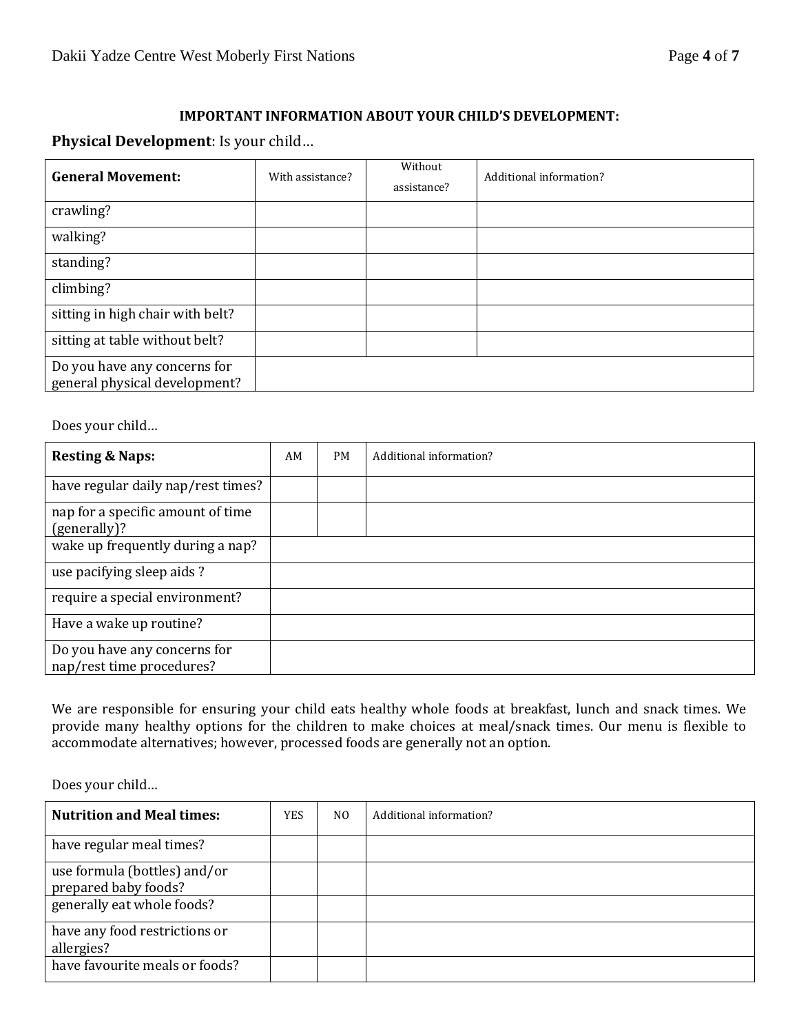**IMPORTANT INFORMATION ABOUT YOUR CHILD'S DEVELOPMENT:**

**Physical Development**: Is your child…

| General Movement: | With assistance? | Without assistance? | Additional information? |
|---|---|---|---|
| crawling? | | | |
| walking? | | | |
| standing? | | | |
| climbing? | | | |
| sitting in high chair with belt? | | | |
| sitting at table without belt? | | | |
| Do you have any concerns for general physical development? | | | |

Does your child…

| Resting & Naps: | AM | PM | Additional information? |
|---|---|---|---|
| have regular daily nap/rest times? | | | |
| nap for a specific amount of time (generally)? | | | |
| wake up frequently during a nap? | | | |
| use pacifying sleep aids ? | | | |
| require a special environment? | | | |
| Have a wake up routine? | | | |
| Do you have any concerns for nap/rest time procedures? | | | |

We are responsible for ensuring your child eats healthy whole foods at breakfast, lunch and snack times. We provide many healthy options for the children to make choices at meal/snack times. Our menu is flexible to accommodate alternatives; however, processed foods are generally not an option.

Does your child…

| Nutrition and Meal times: | YES | NO | Additional information? |
|---|---|---|---|
| have regular meal times? | | | |
| use formula (bottles) and/or prepared baby foods? | | | |
| generally eat whole foods? | | | |
| have any food restrictions or allergies? | | | |
| have favourite meals or foods? | | | |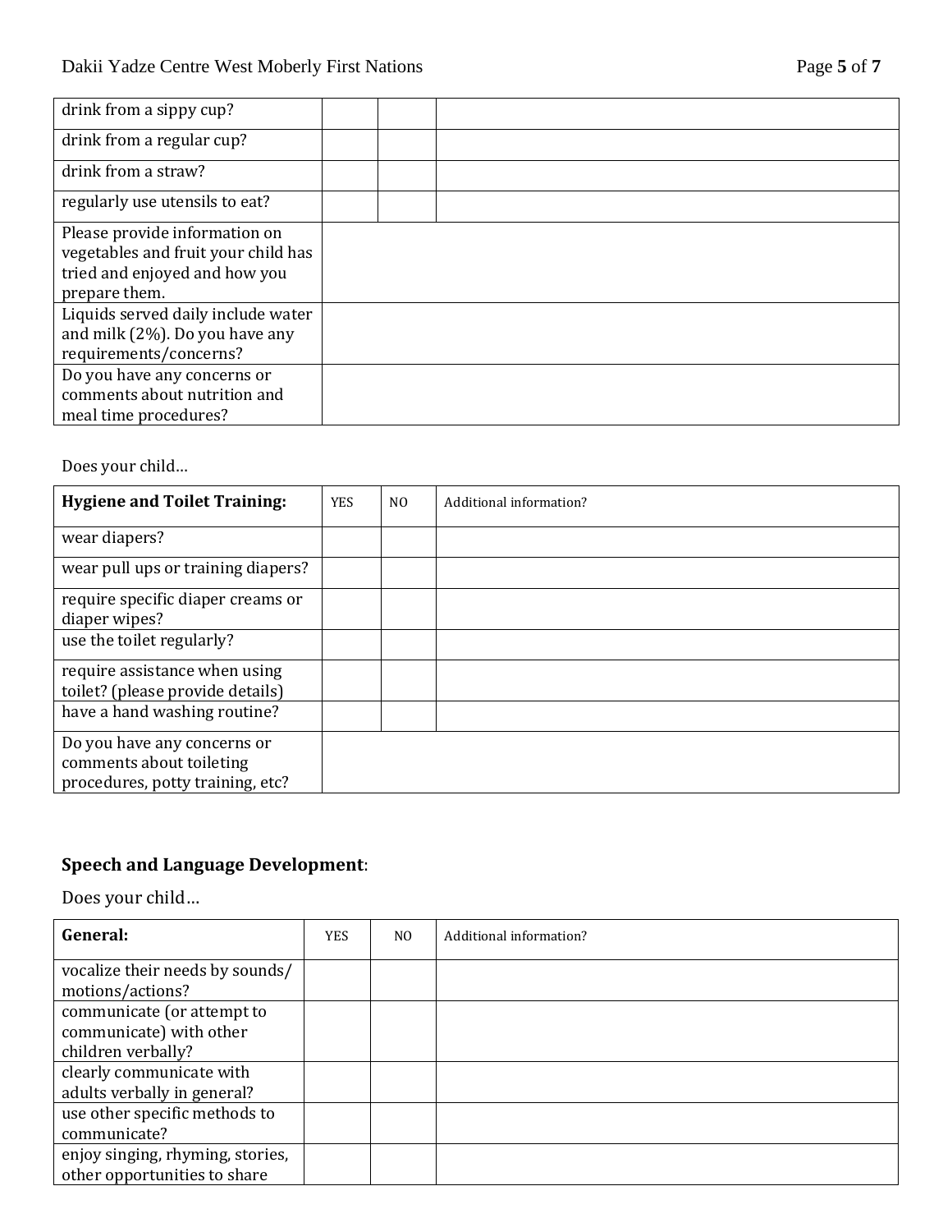| | | | |
|---|---|---|---|
| drink from a sippy cup? | | | |
| drink from a regular cup? | | | |
| drink from a straw? | | | |
| regularly use utensils to eat? | | | |
| Please provide information on vegetables and fruit your child has tried and enjoyed and how you prepare them. | | | |
| Liquids served daily include water and milk (2%). Do you have any requirements/concerns? | | | |
| Do you have any concerns or comments about nutrition and meal time procedures? | | | |

Does your child…

| **Hygiene and Toilet Training:** | YES | NO | Additional information? |
|---|---|---|---|
| wear diapers? | | | |
| wear pull ups or training diapers? | | | |
| require specific diaper creams or diaper wipes? | | | |
| use the toilet regularly? | | | |
| require assistance when using toilet? (please provide details) | | | |
| have a hand washing routine? | | | |
| Do you have any concerns or comments about toileting procedures, potty training, etc? | | | |

**Speech and Language Development**:

Does your child…

| **General:** | YES | NO | Additional information? |
|---|---|---|---|
| vocalize their needs by sounds/ motions/actions? | | | |
| communicate (or attempt to communicate) with other children verbally? | | | |
| clearly communicate with adults verbally in general? | | | |
| use other specific methods to communicate? | | | |
| enjoy singing, rhyming, stories, other opportunities to share | | | |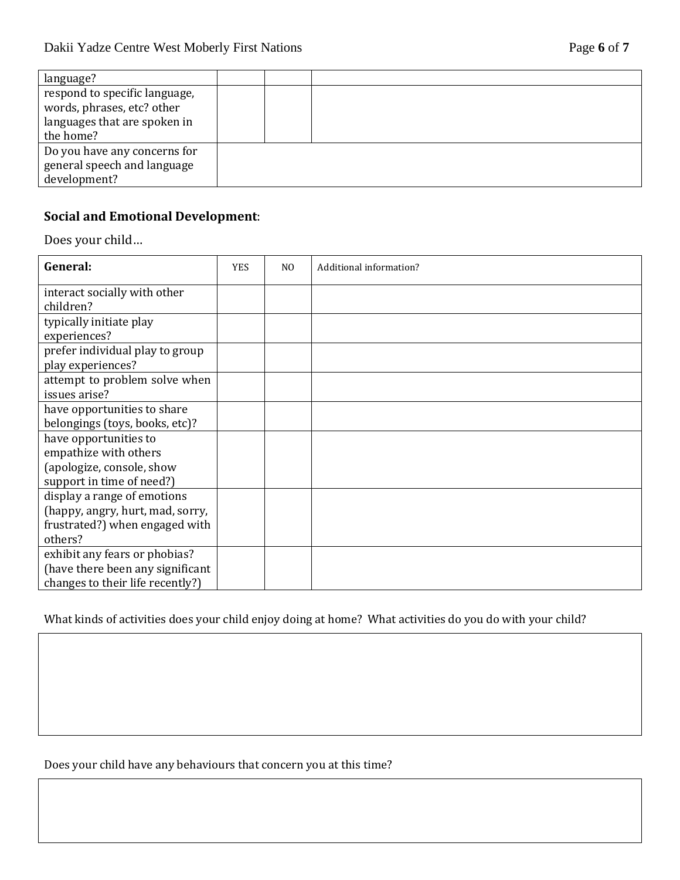| | | | |
|---|---|---|---|
| language? | | | |
| respond to specific language, words, phrases, etc? other languages that are spoken in the home? | | | |
| Do you have any concerns for general speech and language development? | | | |

**Social and Emotional Development**:

Does your child…

| **General:** | YES | NO | Additional information? |
|---|---|---|---|
| interact socially with other children? | | | |
| typically initiate play experiences? | | | |
| prefer individual play to group play experiences? | | | |
| attempt to problem solve when issues arise? | | | |
| have opportunities to share belongings (toys, books, etc)? | | | |
| have opportunities to empathize with others (apologize, console, show support in time of need?) | | | |
| display a range of emotions (happy, angry, hurt, mad, sorry, frustrated?) when engaged with others? | | | |
| exhibit any fears or phobias? (have there been any significant changes to their life recently?) | | | |

What kinds of activities does your child enjoy doing at home? What activities do you do with your child?

| |
|---|
| |

Does your child have any behaviours that concern you at this time?

| |
|---|
| |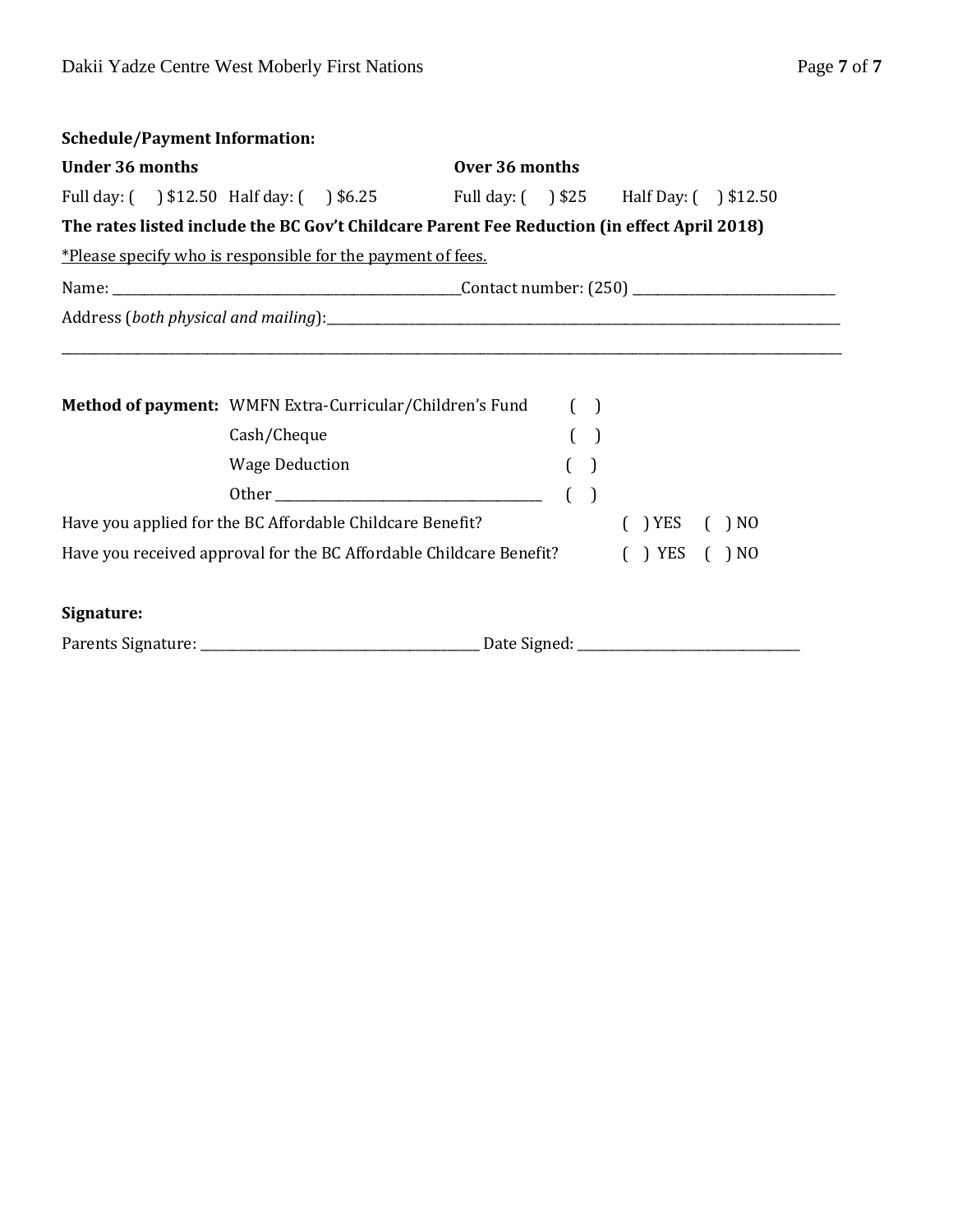**Schedule/Payment Information:**

**Under 36 months**

Full day: ( ) $12.50 Half day: ( ) $6.25

**Over 36 months**

Full day: ( ) $25 Half Day: ( ) $12.50

**The rates listed include the BC Gov't Childcare Parent Fee Reduction (in effect April 2018)**

<u>*Please specify who is responsible for the payment of fees.</u>

Name: ______________________________________________Contact number: (250) ___________________________

Address (*both physical and mailing*):___________________________________________________________________________

_______________________________________________________________________________________________________

**Method of payment:** WMFN Extra-Curricular/Children's Fund ( )

Cash/Cheque ( )

Wage Deduction ( )

Other ___________________________________ ( )

Have you applied for the BC Affordable Childcare Benefit? ( ) YES ( ) NO

Have you received approval for the BC Affordable Childcare Benefit? ( ) YES ( ) NO

**Signature:**

Parents Signature: ____________________________________ Date Signed: ______________________________